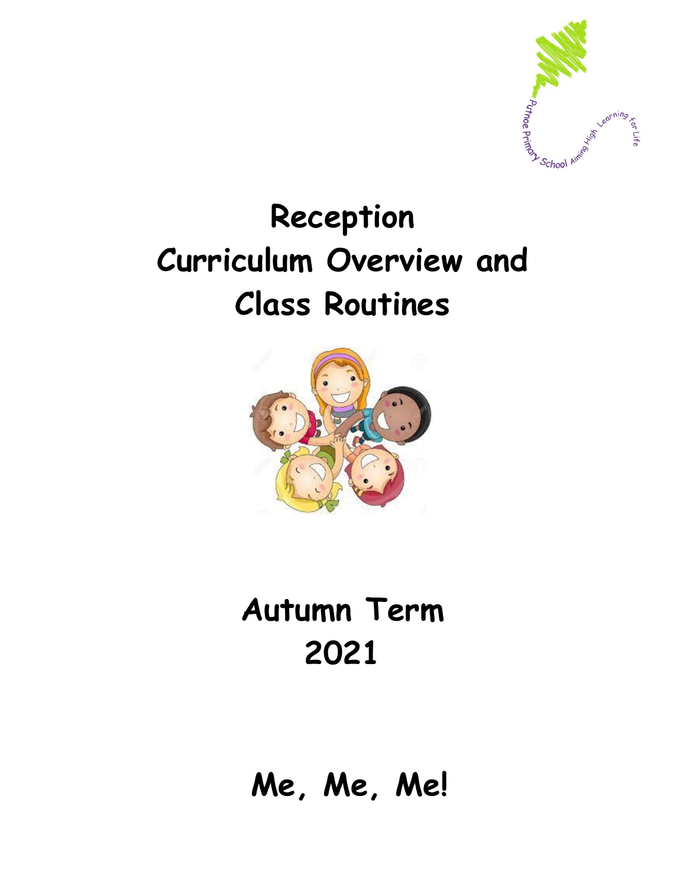# Reception Curriculum Overview and Class Routines

## Autumn Term 2021

## Me, Me, Me!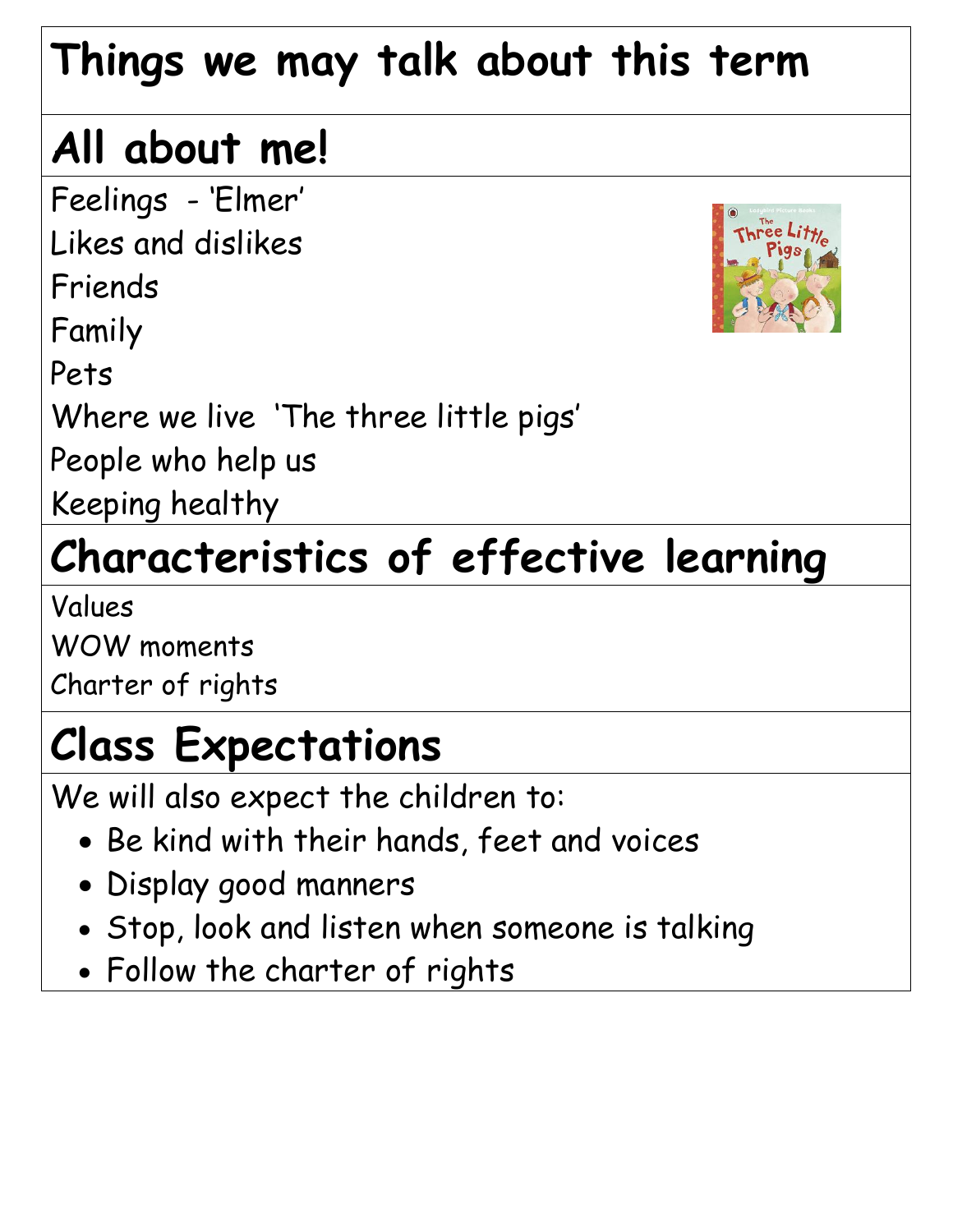# Things we may talk about this term

## All about me!

Feelings - 'Elmer'

Likes and dislikes

Friends

Family

Pets

Where we live 'The three little pigs'

People who help us

Keeping healthy

## Characteristics of effective learning

Values

WOW moments

Charter of rights

## Class Expectations

We will also expect the children to:

- Be kind with their hands, feet and voices
- Display good manners
- Stop, look and listen when someone is talking
- Follow the charter of rights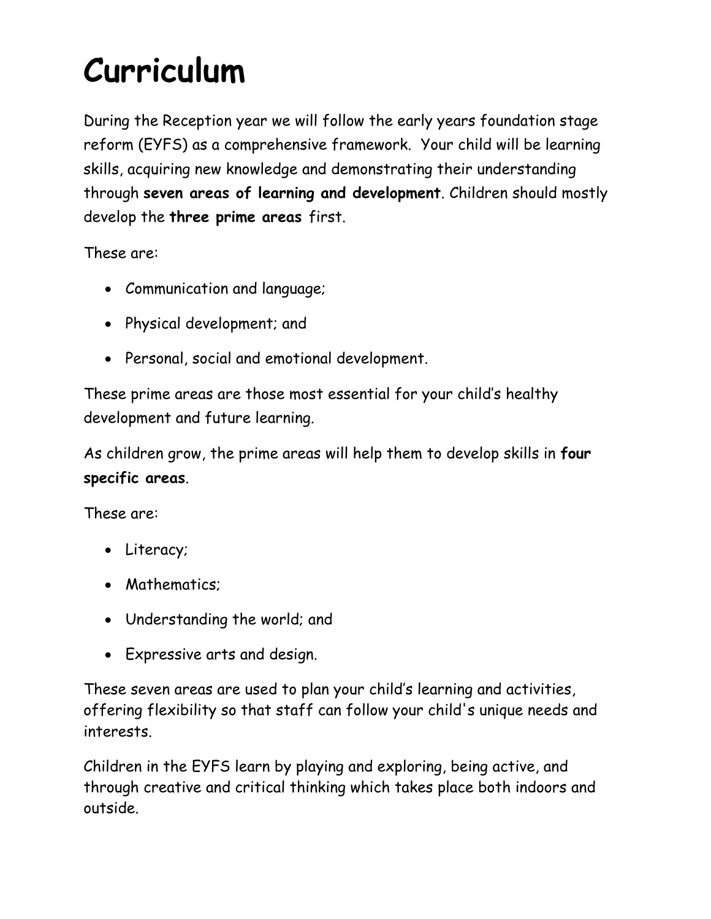# Curriculum

During the Reception year we will follow the early years foundation stage reform (EYFS) as a comprehensive framework. Your child will be learning skills, acquiring new knowledge and demonstrating their understanding through **seven areas of learning and development**. Children should mostly develop the **three prime areas** first.

These are:

- Communication and language;
- Physical development; and
- Personal, social and emotional development.

These prime areas are those most essential for your child's healthy development and future learning.

As children grow, the prime areas will help them to develop skills in **four specific areas**.

These are:

- Literacy;
- Mathematics;
- Understanding the world; and
- Expressive arts and design.

These seven areas are used to plan your child's learning and activities, offering flexibility so that staff can follow your child's unique needs and interests.

Children in the EYFS learn by playing and exploring, being active, and through creative and critical thinking which takes place both indoors and outside.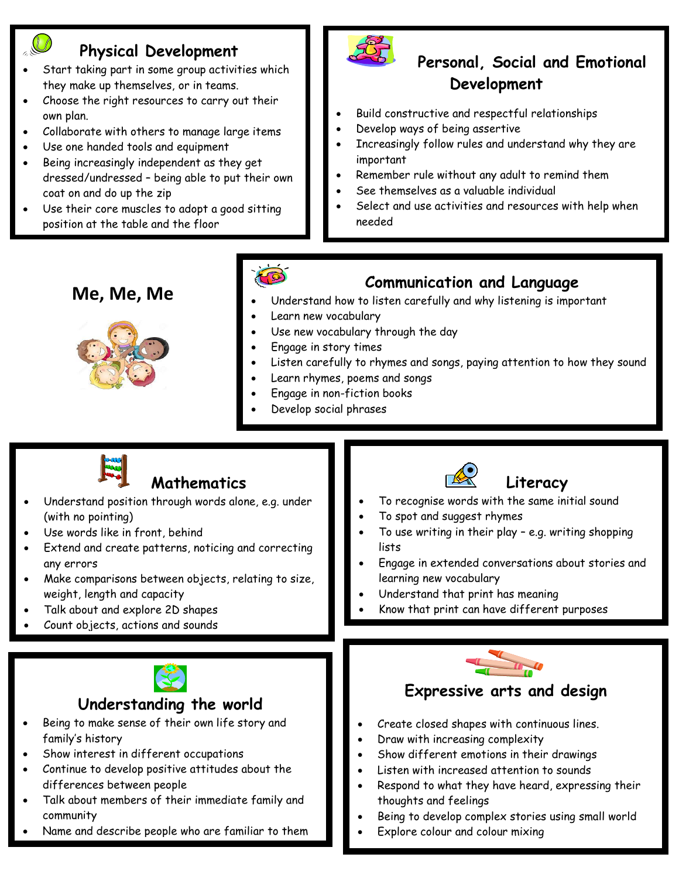## Physical Development

- Start taking part in some group activities which they make up themselves, or in teams.
- Choose the right resources to carry out their own plan.
- Collaborate with others to manage large items
- Use one handed tools and equipment
- Being increasingly independent as they get dressed/undressed – being able to put their own coat on and do up the zip
- Use their core muscles to adopt a good sitting position at the table and the floor

## Personal, Social and Emotional Development

- Build constructive and respectful relationships
- Develop ways of being assertive
- Increasingly follow rules and understand why they are important
- Remember rule without any adult to remind them
- See themselves as a valuable individual
- Select and use activities and resources with help when needed

# Me, Me, Me

## Communication and Language

- Understand how to listen carefully and why listening is important
- Learn new vocabulary
- Use new vocabulary through the day
- Engage in story times
- Listen carefully to rhymes and songs, paying attention to how they sound
- Learn rhymes, poems and songs
- Engage in non-fiction books
- Develop social phrases

## Mathematics

- Understand position through words alone, e.g. under (with no pointing)
- Use words like in front, behind
- Extend and create patterns, noticing and correcting any errors
- Make comparisons between objects, relating to size, weight, length and capacity
- Talk about and explore 2D shapes
- Count objects, actions and sounds

## Literacy

- To recognise words with the same initial sound
- To spot and suggest rhymes
- To use writing in their play – e.g. writing shopping lists
- Engage in extended conversations about stories and learning new vocabulary
- Understand that print has meaning
- Know that print can have different purposes

## Understanding the world

- Being to make sense of their own life story and family's history
- Show interest in different occupations
- Continue to develop positive attitudes about the differences between people
- Talk about members of their immediate family and community
- Name and describe people who are familiar to them

## Expressive arts and design

- Create closed shapes with continuous lines.
- Draw with increasing complexity
- Show different emotions in their drawings
- Listen with increased attention to sounds
- Respond to what they have heard, expressing their thoughts and feelings
- Being to develop complex stories using small world
- Explore colour and colour mixing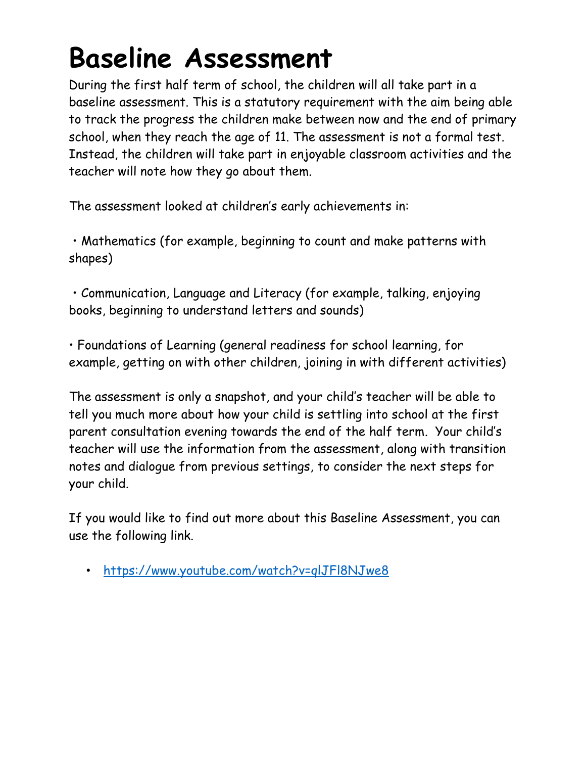# Baseline Assessment

During the first half term of school, the children will all take part in a baseline assessment. This is a statutory requirement with the aim being able to track the progress the children make between now and the end of primary school, when they reach the age of 11. The assessment is not a formal test. Instead, the children will take part in enjoyable classroom activities and the teacher will note how they go about them.

The assessment looked at children's early achievements in:

- Mathematics (for example, beginning to count and make patterns with shapes)
- Communication, Language and Literacy (for example, talking, enjoying books, beginning to understand letters and sounds)
- Foundations of Learning (general readiness for school learning, for example, getting on with other children, joining in with different activities)

The assessment is only a snapshot, and your child's teacher will be able to tell you much more about how your child is settling into school at the first parent consultation evening towards the end of the half term. Your child's teacher will use the information from the assessment, along with transition notes and dialogue from previous settings, to consider the next steps for your child.

If you would like to find out more about this Baseline Assessment, you can use the following link.

- https://www.youtube.com/watch?v=qlJFl8NJwe8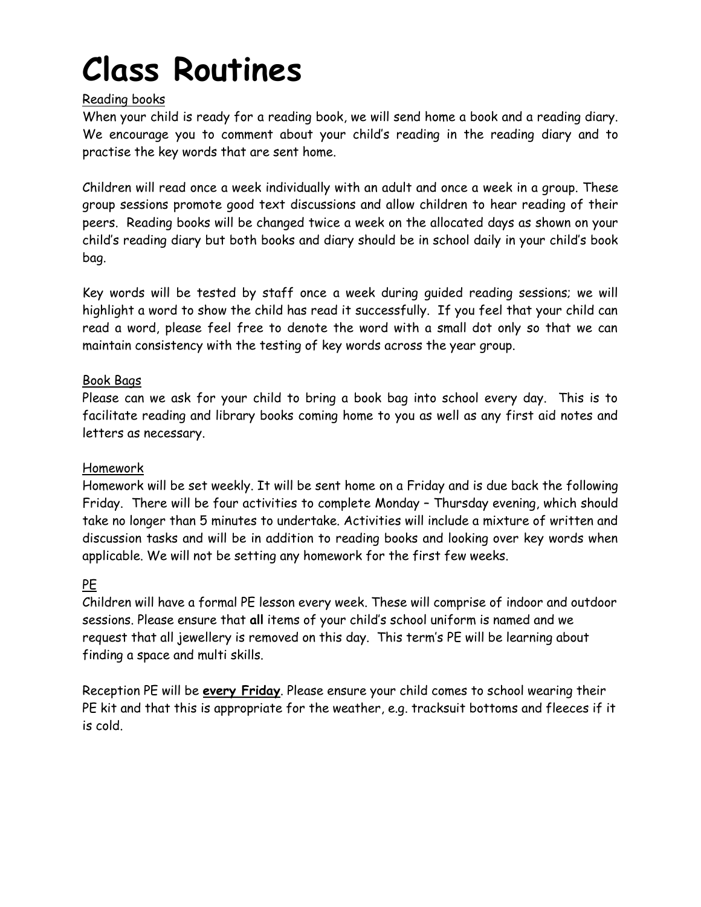# Class Routines

Reading books

When your child is ready for a reading book, we will send home a book and a reading diary. We encourage you to comment about your child's reading in the reading diary and to practise the key words that are sent home.

Children will read once a week individually with an adult and once a week in a group. These group sessions promote good text discussions and allow children to hear reading of their peers. Reading books will be changed twice a week on the allocated days as shown on your child's reading diary but both books and diary should be in school daily in your child's book bag.

Key words will be tested by staff once a week during guided reading sessions; we will highlight a word to show the child has read it successfully. If you feel that your child can read a word, please feel free to denote the word with a small dot only so that we can maintain consistency with the testing of key words across the year group.

Book Bags

Please can we ask for your child to bring a book bag into school every day. This is to facilitate reading and library books coming home to you as well as any first aid notes and letters as necessary.

Homework

Homework will be set weekly. It will be sent home on a Friday and is due back the following Friday. There will be four activities to complete Monday – Thursday evening, which should take no longer than 5 minutes to undertake. Activities will include a mixture of written and discussion tasks and will be in addition to reading books and looking over key words when applicable. We will not be setting any homework for the first few weeks.

PE

Children will have a formal PE lesson every week. These will comprise of indoor and outdoor sessions. Please ensure that **all** items of your child's school uniform is named and we request that all jewellery is removed on this day. This term's PE will be learning about finding a space and multi skills.

Reception PE will be **every Friday**. Please ensure your child comes to school wearing their PE kit and that this is appropriate for the weather, e.g. tracksuit bottoms and fleeces if it is cold.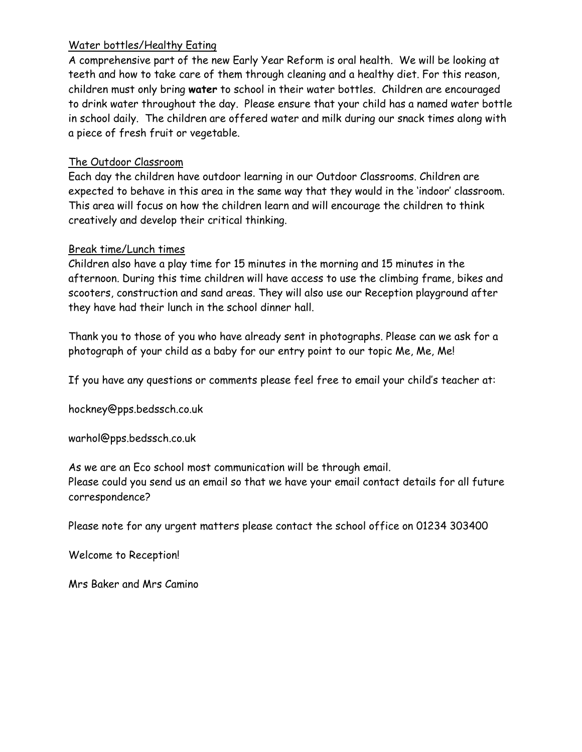<u>Water bottles/Healthy Eating</u>

A comprehensive part of the new Early Year Reform is oral health. We will be looking at teeth and how to take care of them through cleaning and a healthy diet. For this reason, children must only bring **water** to school in their water bottles. Children are encouraged to drink water throughout the day. Please ensure that your child has a named water bottle in school daily. The children are offered water and milk during our snack times along with a piece of fresh fruit or vegetable.

<u>The Outdoor Classroom</u>

Each day the children have outdoor learning in our Outdoor Classrooms. Children are expected to behave in this area in the same way that they would in the 'indoor' classroom. This area will focus on how the children learn and will encourage the children to think creatively and develop their critical thinking.

<u>Break time/Lunch times</u>

Children also have a play time for 15 minutes in the morning and 15 minutes in the afternoon. During this time children will have access to use the climbing frame, bikes and scooters, construction and sand areas. They will also use our Reception playground after they have had their lunch in the school dinner hall.

Thank you to those of you who have already sent in photographs. Please can we ask for a photograph of your child as a baby for our entry point to our topic Me, Me, Me!

If you have any questions or comments please feel free to email your child's teacher at:

hockney@pps.bedssch.co.uk

warhol@pps.bedssch.co.uk

As we are an Eco school most communication will be through email.
Please could you send us an email so that we have your email contact details for all future correspondence?

Please note for any urgent matters please contact the school office on 01234 303400

Welcome to Reception!

Mrs Baker and Mrs Camino